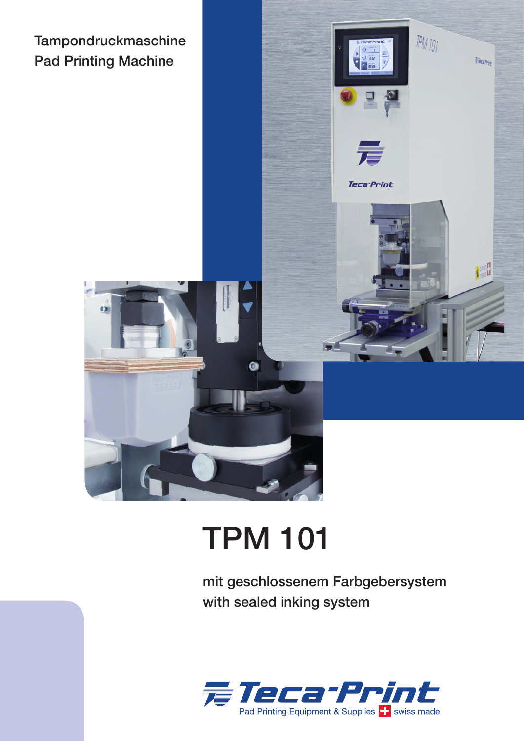Tampondruckmaschine
Pad Printing Machine

# TPM 101

mit geschlossenem Farbgebersystem
with sealed inking system

Teca-Print
Pad Printing Equipment & Supplies swiss made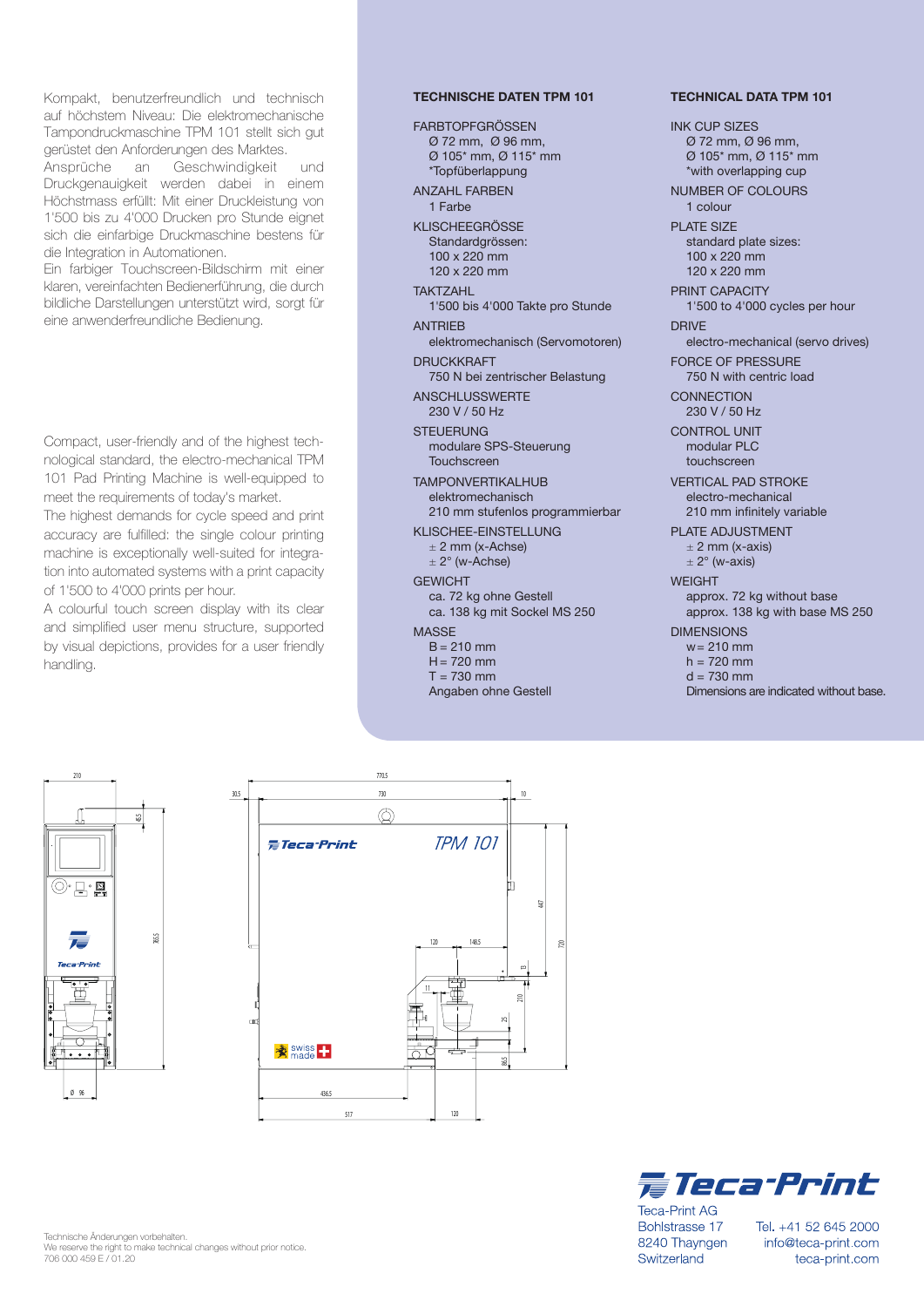Kompakt, benutzerfreundlich und technisch auf höchstem Niveau: Die elektromechanische Tampondruckmaschine TPM 101 stellt sich gut gerüstet den Anforderungen des Marktes. Ansprüche an Geschwindigkeit und Druckgenauigkeit werden dabei in einem Höchstmass erfüllt: Mit einer Druckleistung von 1'500 bis zu 4'000 Drucken pro Stunde eignet sich die einfarbige Druckmaschine bestens für die Integration in Automationen.
Ein farbiger Touchscreen-Bildschirm mit einer klaren, vereinfachten Bedienerführung, die durch bildliche Darstellungen unterstützt wird, sorgt für eine anwenderfreundliche Bedienung.

Compact, user-friendly and of the highest technological standard, the electro-mechanical TPM 101 Pad Printing Machine is well-equipped to meet the requirements of today's market.
The highest demands for cycle speed and print accuracy are fulfilled: the single colour printing machine is exceptionally well-suited for integration into automated systems with a print capacity of 1'500 to 4'000 prints per hour.
A colourful touch screen display with its clear and simplified user menu structure, supported by visual depictions, provides for a user friendly handling.

## TECHNISCHE DATEN TPM 101

**FARBTOPFGRÖSSEN**
Ø 72 mm, Ø 96 mm,
Ø 105* mm, Ø 115* mm
*Topfüberlappung

**ANZAHL FARBEN**
1 Farbe

**KLISCHEEGRÖSSE**
Standardgrössen:
100 x 220 mm
120 x 220 mm

**TAKTZAHL**
1'500 bis 4'000 Takte pro Stunde

**ANTRIEB**
elektromechanisch (Servomotoren)

**DRUCKKRAFT**
750 N bei zentrischer Belastung

**ANSCHLUSSWERTE**
230 V / 50 Hz

**STEUERUNG**
modulare SPS-Steuerung
Touchscreen

**TAMPONVERTIKALHUB**
elektromechanisch
210 mm stufenlos programmierbar

**KLISCHEE-EINSTELLUNG**
± 2 mm (x-Achse)
± 2° (w-Achse)

**GEWICHT**
ca. 72 kg ohne Gestell
ca. 138 kg mit Sockel MS 250

**MASSE**
B = 210 mm
H = 720 mm
T = 730 mm
Angaben ohne Gestell

## TECHNICAL DATA TPM 101

**INK CUP SIZES**
Ø 72 mm, Ø 96 mm,
Ø 105* mm, Ø 115* mm
*with overlapping cup

**NUMBER OF COLOURS**
1 colour

**PLATE SIZE**
standard plate sizes:
100 x 220 mm
120 x 220 mm

**PRINT CAPACITY**
1'500 to 4'000 cycles per hour

**DRIVE**
electro-mechanical (servo drives)

**FORCE OF PRESSURE**
750 N with centric load

**CONNECTION**
230 V / 50 Hz

**CONTROL UNIT**
modular PLC
touchscreen

**VERTICAL PAD STROKE**
electro-mechanical
210 mm infinitely variable

**PLATE ADJUSTMENT**
± 2 mm (x-axis)
± 2° (w-axis)

**WEIGHT**
approx. 72 kg without base
approx. 138 kg with base MS 250

**DIMENSIONS**
w = 210 mm
h = 720 mm
d = 730 mm
Dimensions are indicated without base.

210
46.5
765.5
Ø 96
770.5
30.5
730
10
Teca-Print
TPM 101
447
720
120
148.5
11
13
210
25
86.5
swiss made
436.5
517
120

Technische Änderungen vorbehalten.
We reserve the right to make technical changes without prior notice.
706 000 459 E / 01.20

**Teca-Print**
Teca-Print AG
Bohlstrasse 17
8240 Thayngen
Switzerland

Tel. +41 52 645 2000
info@teca-print.com
teca-print.com